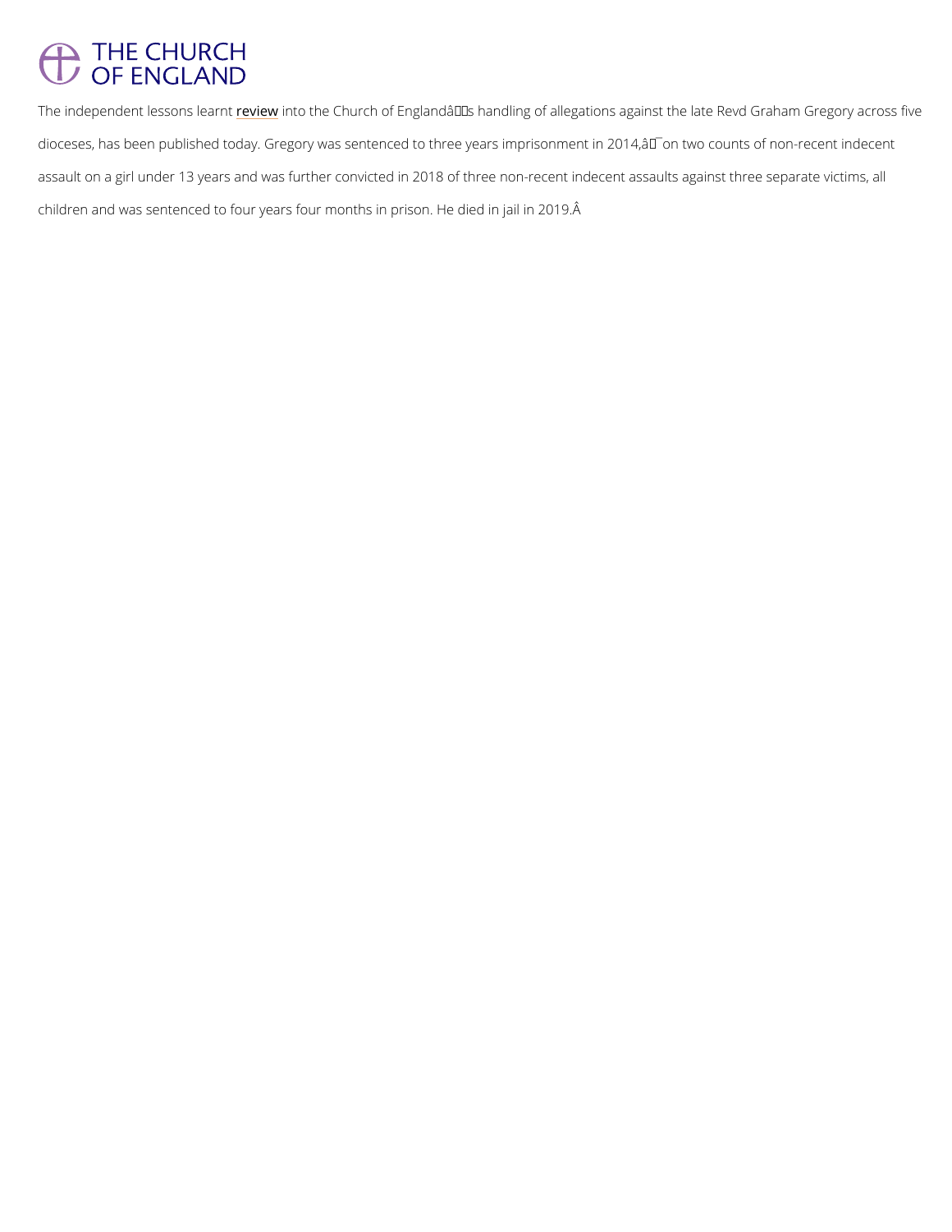# THE CHURCH OF ENGLAND

The independent lessons learnt review into the Church of Englandâs handling of allegations against the late Revd Graham Gregory across five dioceses, has been published today. Gregory was sentenced to three years imprisonment in 2014,â¯on two counts of non-recent indecent assault on a girl under 13 years and was further convicted in 2018 of three non-recent indecent assaults against three separate victims, all children and was sentenced to four years four months in prison. He died in jail in 2019.Â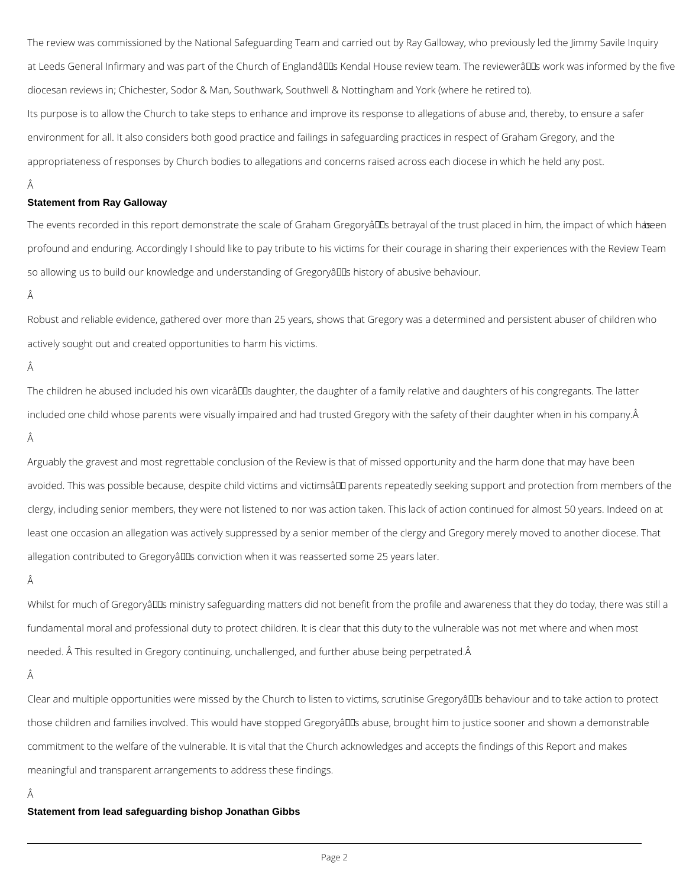The review was commissioned by the National Safeguarding Team and carried out by Ray Galloway, who previously led the Jimmy Savile Inquiry at Leeds General Infirmary and was part of the Church of England's Kendal House review team. The reviewer's work was informed by the five diocesan reviews in; Chichester, Sodor & Man, Southwark, Southwell & Nottingham and York (where he retired to).

Its purpose is to allow the Church to take steps to enhance and improve its response to allegations of abuse and, thereby, to ensure a safer environment for all. It also considers both good practice and failings in safeguarding practices in respect of Graham Gregory, and the appropriateness of responses by Church bodies to allegations and concerns raised across each diocese in which he held any post.

**Statement from Ray Galloway**

The events recorded in this report demonstrate the scale of Graham Gregory's betrayal of the trust placed in him, the impact of which has been profound and enduring. Accordingly I should like to pay tribute to his victims for their courage in sharing their experiences with the Review Team so allowing us to build our knowledge and understanding of Gregory's history of abusive behaviour.

Robust and reliable evidence, gathered over more than 25 years, shows that Gregory was a determined and persistent abuser of children who actively sought out and created opportunities to harm his victims.

The children he abused included his own vicar's daughter, the daughter of a family relative and daughters of his congregants. The latter included one child whose parents were visually impaired and had trusted Gregory with the safety of their daughter when in his company.

Arguably the gravest and most regrettable conclusion of the Review is that of missed opportunity and the harm done that may have been avoided. This was possible because, despite child victims and victims' parents repeatedly seeking support and protection from members of the clergy, including senior members, they were not listened to nor was action taken. This lack of action continued for almost 50 years. Indeed on at least one occasion an allegation was actively suppressed by a senior member of the clergy and Gregory merely moved to another diocese. That allegation contributed to Gregory's conviction when it was reasserted some 25 years later.

Whilst for much of Gregory's ministry safeguarding matters did not benefit from the profile and awareness that they do today, there was still a fundamental moral and professional duty to protect children. It is clear that this duty to the vulnerable was not met where and when most needed. This resulted in Gregory continuing, unchallenged, and further abuse being perpetrated.

Clear and multiple opportunities were missed by the Church to listen to victims, scrutinise Gregory's behaviour and to take action to protect those children and families involved. This would have stopped Gregory's abuse, brought him to justice sooner and shown a demonstrable commitment to the welfare of the vulnerable. It is vital that the Church acknowledges and accepts the findings of this Report and makes meaningful and transparent arrangements to address these findings.

**Statement from lead safeguarding bishop Jonathan Gibbs**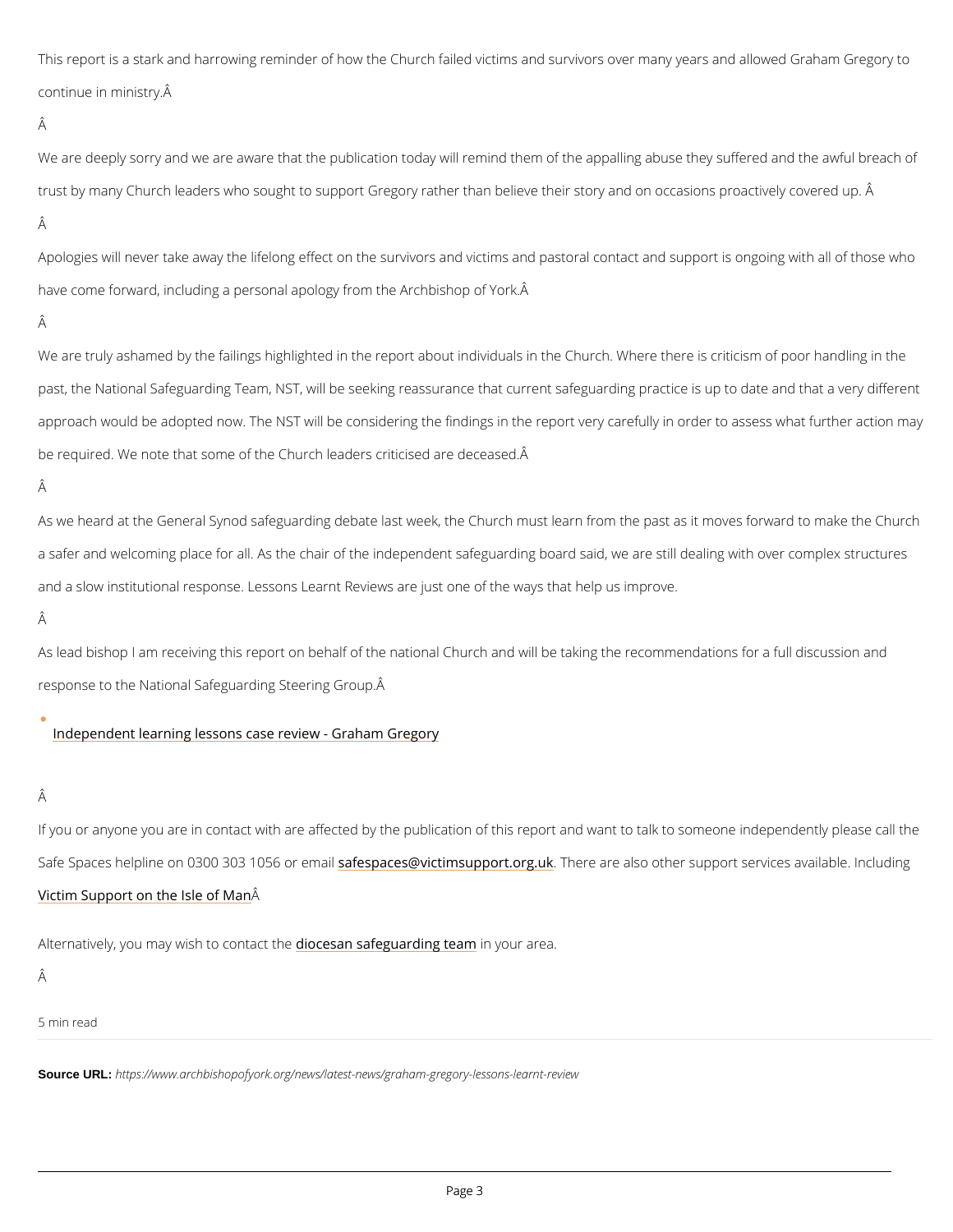This report is a stark and harrowing reminder of how the Church failed victims and survivors over many years and allowed Graham Gregory to continue in ministry.Â

Â

We are deeply sorry and we are aware that the publication today will remind them of the appalling abuse they suffered and the awful breach of trust by many Church leaders who sought to support Gregory rather than believe their story and on occasions proactively covered up. Â

Â

Apologies will never take away the lifelong effect on the survivors and victims and pastoral contact and support is ongoing with all of those who have come forward, including a personal apology from the Archbishop of York.Â

Â

We are truly ashamed by the failings highlighted in the report about individuals in the Church. Where there is criticism of poor handling in the past, the National Safeguarding Team, NST, will be seeking reassurance that current safeguarding practice is up to date and that a very different approach would be adopted now. The NST will be considering the findings in the report very carefully in order to assess what further action may be required. We note that some of the Church leaders criticised are deceased.Â

Â

As we heard at the General Synod safeguarding debate last week, the Church must learn from the past as it moves forward to make the Church a safer and welcoming place for all. As the chair of the independent safeguarding board said, we are still dealing with over complex structures and a slow institutional response. Lessons Learnt Reviews are just one of the ways that help us improve.

Â

As lead bishop I am receiving this report on behalf of the national Church and will be taking the recommendations for a full discussion and response to the National Safeguarding Steering Group.Â

- Independent learning lessons case review - Graham Gregory

Â

If you or anyone you are in contact with are affected by the publication of this report and want to talk to someone independently please call the Safe Spaces helpline on 0300 303 1056 or email safespaces@victimsupport.org.uk. There are also other support services available. Including Victim Support on the Isle of ManÂ

Alternatively, you may wish to contact the diocesan safeguarding team in your area.

Â

5 min read

**Source URL:** *https://www.archbishopofyork.org/news/latest-news/graham-gregory-lessons-learnt-review*